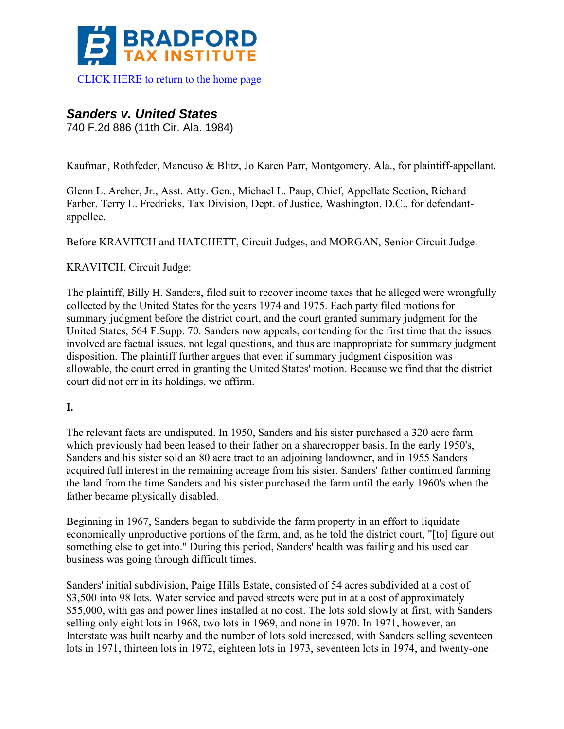BRADFORD TAX INSTITUTE

CLICK HERE to return to the home page

## *Sanders v. United States*

740 F.2d 886 (11th Cir. Ala. 1984)

Kaufman, Rothfeder, Mancuso & Blitz, Jo Karen Parr, Montgomery, Ala., for plaintiff-appellant.

Glenn L. Archer, Jr., Asst. Atty. Gen., Michael L. Paup, Chief, Appellate Section, Richard Farber, Terry L. Fredricks, Tax Division, Dept. of Justice, Washington, D.C., for defendant-appellee.

Before KRAVITCH and HATCHETT, Circuit Judges, and MORGAN, Senior Circuit Judge.

KRAVITCH, Circuit Judge:

The plaintiff, Billy H. Sanders, filed suit to recover income taxes that he alleged were wrongfully collected by the United States for the years 1974 and 1975. Each party filed motions for summary judgment before the district court, and the court granted summary judgment for the United States, 564 F.Supp. 70. Sanders now appeals, contending for the first time that the issues involved are factual issues, not legal questions, and thus are inappropriate for summary judgment disposition. The plaintiff further argues that even if summary judgment disposition was allowable, the court erred in granting the United States' motion. Because we find that the district court did not err in its holdings, we affirm.

**I.**

The relevant facts are undisputed. In 1950, Sanders and his sister purchased a 320 acre farm which previously had been leased to their father on a sharecropper basis. In the early 1950's, Sanders and his sister sold an 80 acre tract to an adjoining landowner, and in 1955 Sanders acquired full interest in the remaining acreage from his sister. Sanders' father continued farming the land from the time Sanders and his sister purchased the farm until the early 1960's when the father became physically disabled.

Beginning in 1967, Sanders began to subdivide the farm property in an effort to liquidate economically unproductive portions of the farm, and, as he told the district court, "[to] figure out something else to get into." During this period, Sanders' health was failing and his used car business was going through difficult times.

Sanders' initial subdivision, Paige Hills Estate, consisted of 54 acres subdivided at a cost of $3,500 into 98 lots. Water service and paved streets were put in at a cost of approximately $55,000, with gas and power lines installed at no cost. The lots sold slowly at first, with Sanders selling only eight lots in 1968, two lots in 1969, and none in 1970. In 1971, however, an Interstate was built nearby and the number of lots sold increased, with Sanders selling seventeen lots in 1971, thirteen lots in 1972, eighteen lots in 1973, seventeen lots in 1974, and twenty-one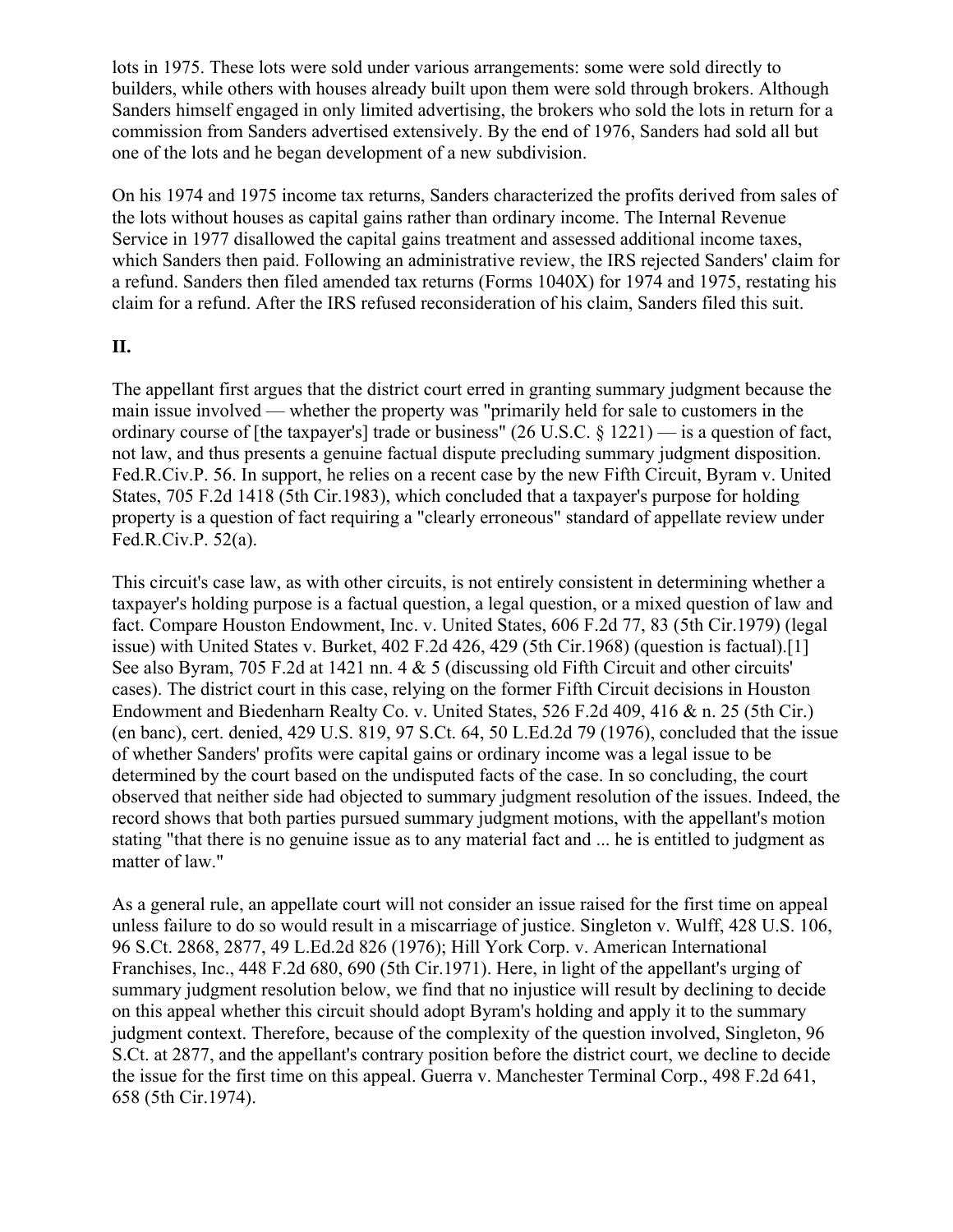lots in 1975. These lots were sold under various arrangements: some were sold directly to builders, while others with houses already built upon them were sold through brokers. Although Sanders himself engaged in only limited advertising, the brokers who sold the lots in return for a commission from Sanders advertised extensively. By the end of 1976, Sanders had sold all but one of the lots and he began development of a new subdivision.

On his 1974 and 1975 income tax returns, Sanders characterized the profits derived from sales of the lots without houses as capital gains rather than ordinary income. The Internal Revenue Service in 1977 disallowed the capital gains treatment and assessed additional income taxes, which Sanders then paid. Following an administrative review, the IRS rejected Sanders' claim for a refund. Sanders then filed amended tax returns (Forms 1040X) for 1974 and 1975, restating his claim for a refund. After the IRS refused reconsideration of his claim, Sanders filed this suit.

## II.

The appellant first argues that the district court erred in granting summary judgment because the main issue involved — whether the property was "primarily held for sale to customers in the ordinary course of [the taxpayer's] trade or business" (26 U.S.C. § 1221) — is a question of fact, not law, and thus presents a genuine factual dispute precluding summary judgment disposition. Fed.R.Civ.P. 56. In support, he relies on a recent case by the new Fifth Circuit, Byram v. United States, 705 F.2d 1418 (5th Cir.1983), which concluded that a taxpayer's purpose for holding property is a question of fact requiring a "clearly erroneous" standard of appellate review under Fed.R.Civ.P. 52(a).

This circuit's case law, as with other circuits, is not entirely consistent in determining whether a taxpayer's holding purpose is a factual question, a legal question, or a mixed question of law and fact. Compare Houston Endowment, Inc. v. United States, 606 F.2d 77, 83 (5th Cir.1979) (legal issue) with United States v. Burket, 402 F.2d 426, 429 (5th Cir.1968) (question is factual).[1] See also Byram, 705 F.2d at 1421 nn. 4 & 5 (discussing old Fifth Circuit and other circuits' cases). The district court in this case, relying on the former Fifth Circuit decisions in Houston Endowment and Biedenharn Realty Co. v. United States, 526 F.2d 409, 416 & n. 25 (5th Cir.) (en banc), cert. denied, 429 U.S. 819, 97 S.Ct. 64, 50 L.Ed.2d 79 (1976), concluded that the issue of whether Sanders' profits were capital gains or ordinary income was a legal issue to be determined by the court based on the undisputed facts of the case. In so concluding, the court observed that neither side had objected to summary judgment resolution of the issues. Indeed, the record shows that both parties pursued summary judgment motions, with the appellant's motion stating "that there is no genuine issue as to any material fact and ... he is entitled to judgment as matter of law."

As a general rule, an appellate court will not consider an issue raised for the first time on appeal unless failure to do so would result in a miscarriage of justice. Singleton v. Wulff, 428 U.S. 106, 96 S.Ct. 2868, 2877, 49 L.Ed.2d 826 (1976); Hill York Corp. v. American International Franchises, Inc., 448 F.2d 680, 690 (5th Cir.1971). Here, in light of the appellant's urging of summary judgment resolution below, we find that no injustice will result by declining to decide on this appeal whether this circuit should adopt Byram's holding and apply it to the summary judgment context. Therefore, because of the complexity of the question involved, Singleton, 96 S.Ct. at 2877, and the appellant's contrary position before the district court, we decline to decide the issue for the first time on this appeal. Guerra v. Manchester Terminal Corp., 498 F.2d 641, 658 (5th Cir.1974).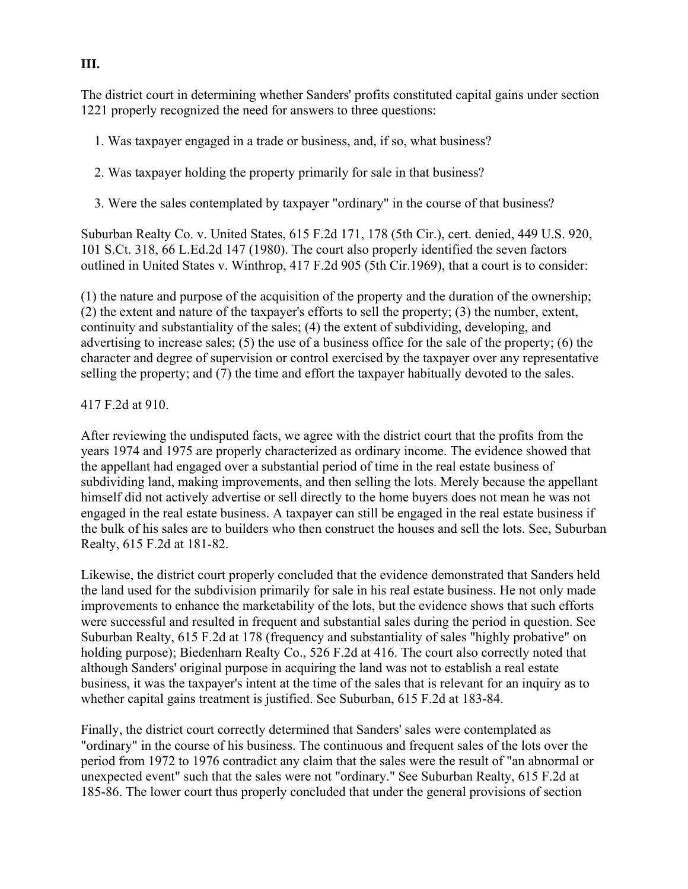## III.

The district court in determining whether Sanders' profits constituted capital gains under section 1221 properly recognized the need for answers to three questions:

1. Was taxpayer engaged in a trade or business, and, if so, what business?

2. Was taxpayer holding the property primarily for sale in that business?

3. Were the sales contemplated by taxpayer "ordinary" in the course of that business?

Suburban Realty Co. v. United States, 615 F.2d 171, 178 (5th Cir.), cert. denied, 449 U.S. 920, 101 S.Ct. 318, 66 L.Ed.2d 147 (1980). The court also properly identified the seven factors outlined in United States v. Winthrop, 417 F.2d 905 (5th Cir.1969), that a court is to consider:

(1) the nature and purpose of the acquisition of the property and the duration of the ownership; (2) the extent and nature of the taxpayer's efforts to sell the property; (3) the number, extent, continuity and substantiality of the sales; (4) the extent of subdividing, developing, and advertising to increase sales; (5) the use of a business office for the sale of the property; (6) the character and degree of supervision or control exercised by the taxpayer over any representative selling the property; and (7) the time and effort the taxpayer habitually devoted to the sales.

417 F.2d at 910.

After reviewing the undisputed facts, we agree with the district court that the profits from the years 1974 and 1975 are properly characterized as ordinary income. The evidence showed that the appellant had engaged over a substantial period of time in the real estate business of subdividing land, making improvements, and then selling the lots. Merely because the appellant himself did not actively advertise or sell directly to the home buyers does not mean he was not engaged in the real estate business. A taxpayer can still be engaged in the real estate business if the bulk of his sales are to builders who then construct the houses and sell the lots. See, Suburban Realty, 615 F.2d at 181-82.

Likewise, the district court properly concluded that the evidence demonstrated that Sanders held the land used for the subdivision primarily for sale in his real estate business. He not only made improvements to enhance the marketability of the lots, but the evidence shows that such efforts were successful and resulted in frequent and substantial sales during the period in question. See Suburban Realty, 615 F.2d at 178 (frequency and substantiality of sales "highly probative" on holding purpose); Biedenharn Realty Co., 526 F.2d at 416. The court also correctly noted that although Sanders' original purpose in acquiring the land was not to establish a real estate business, it was the taxpayer's intent at the time of the sales that is relevant for an inquiry as to whether capital gains treatment is justified. See Suburban, 615 F.2d at 183-84.

Finally, the district court correctly determined that Sanders' sales were contemplated as "ordinary" in the course of his business. The continuous and frequent sales of the lots over the period from 1972 to 1976 contradict any claim that the sales were the result of "an abnormal or unexpected event" such that the sales were not "ordinary." See Suburban Realty, 615 F.2d at 185-86. The lower court thus properly concluded that under the general provisions of section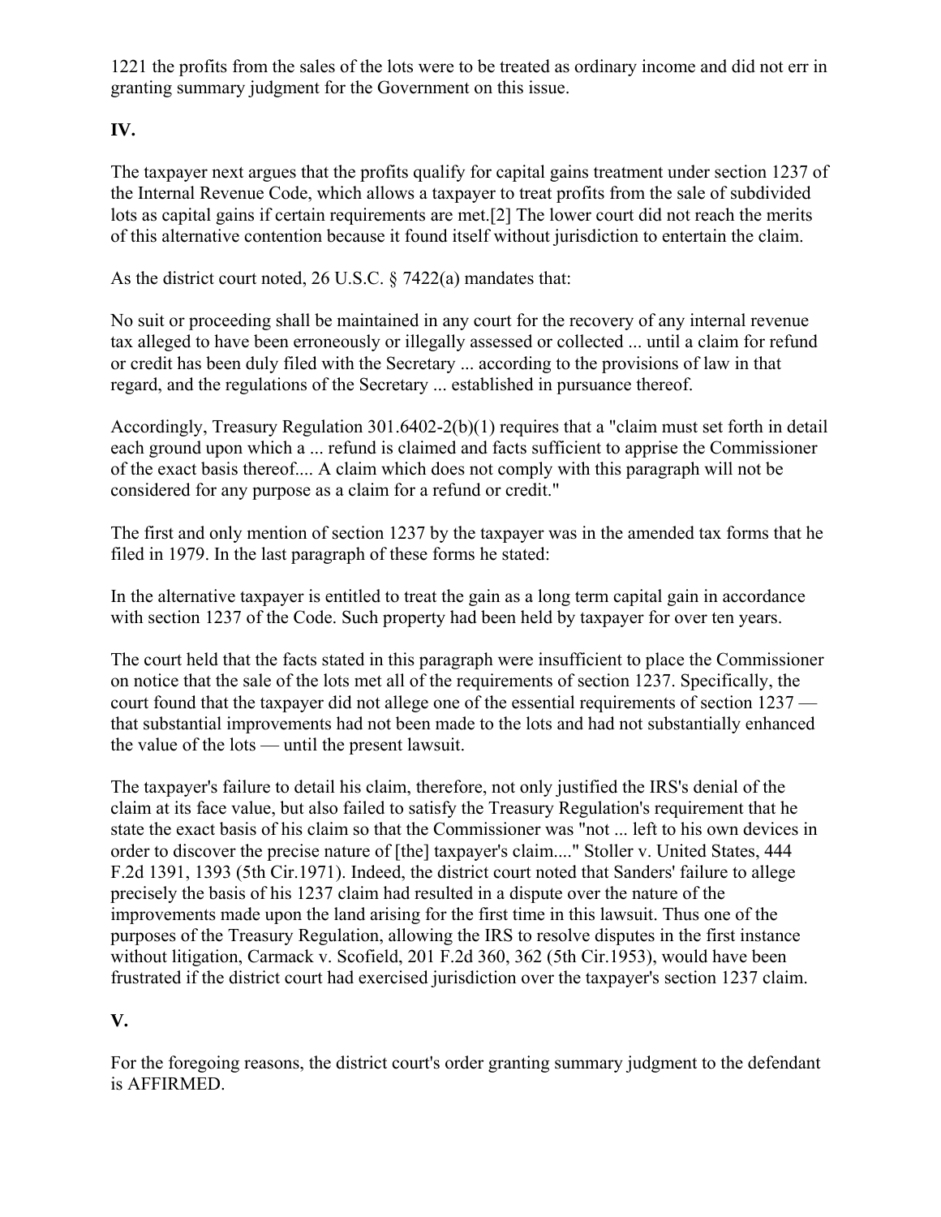1221 the profits from the sales of the lots were to be treated as ordinary income and did not err in granting summary judgment for the Government on this issue.

**IV.**

The taxpayer next argues that the profits qualify for capital gains treatment under section 1237 of the Internal Revenue Code, which allows a taxpayer to treat profits from the sale of subdivided lots as capital gains if certain requirements are met.[2] The lower court did not reach the merits of this alternative contention because it found itself without jurisdiction to entertain the claim.

As the district court noted, 26 U.S.C. § 7422(a) mandates that:

No suit or proceeding shall be maintained in any court for the recovery of any internal revenue tax alleged to have been erroneously or illegally assessed or collected ... until a claim for refund or credit has been duly filed with the Secretary ... according to the provisions of law in that regard, and the regulations of the Secretary ... established in pursuance thereof.

Accordingly, Treasury Regulation 301.6402-2(b)(1) requires that a "claim must set forth in detail each ground upon which a ... refund is claimed and facts sufficient to apprise the Commissioner of the exact basis thereof.... A claim which does not comply with this paragraph will not be considered for any purpose as a claim for a refund or credit."

The first and only mention of section 1237 by the taxpayer was in the amended tax forms that he filed in 1979. In the last paragraph of these forms he stated:

In the alternative taxpayer is entitled to treat the gain as a long term capital gain in accordance with section 1237 of the Code. Such property had been held by taxpayer for over ten years.

The court held that the facts stated in this paragraph were insufficient to place the Commissioner on notice that the sale of the lots met all of the requirements of section 1237. Specifically, the court found that the taxpayer did not allege one of the essential requirements of section 1237 — that substantial improvements had not been made to the lots and had not substantially enhanced the value of the lots — until the present lawsuit.

The taxpayer's failure to detail his claim, therefore, not only justified the IRS's denial of the claim at its face value, but also failed to satisfy the Treasury Regulation's requirement that he state the exact basis of his claim so that the Commissioner was "not ... left to his own devices in order to discover the precise nature of [the] taxpayer's claim...." Stoller v. United States, 444 F.2d 1391, 1393 (5th Cir.1971). Indeed, the district court noted that Sanders' failure to allege precisely the basis of his 1237 claim had resulted in a dispute over the nature of the improvements made upon the land arising for the first time in this lawsuit. Thus one of the purposes of the Treasury Regulation, allowing the IRS to resolve disputes in the first instance without litigation, Carmack v. Scofield, 201 F.2d 360, 362 (5th Cir.1953), would have been frustrated if the district court had exercised jurisdiction over the taxpayer's section 1237 claim.

**V.**

For the foregoing reasons, the district court's order granting summary judgment to the defendant is AFFIRMED.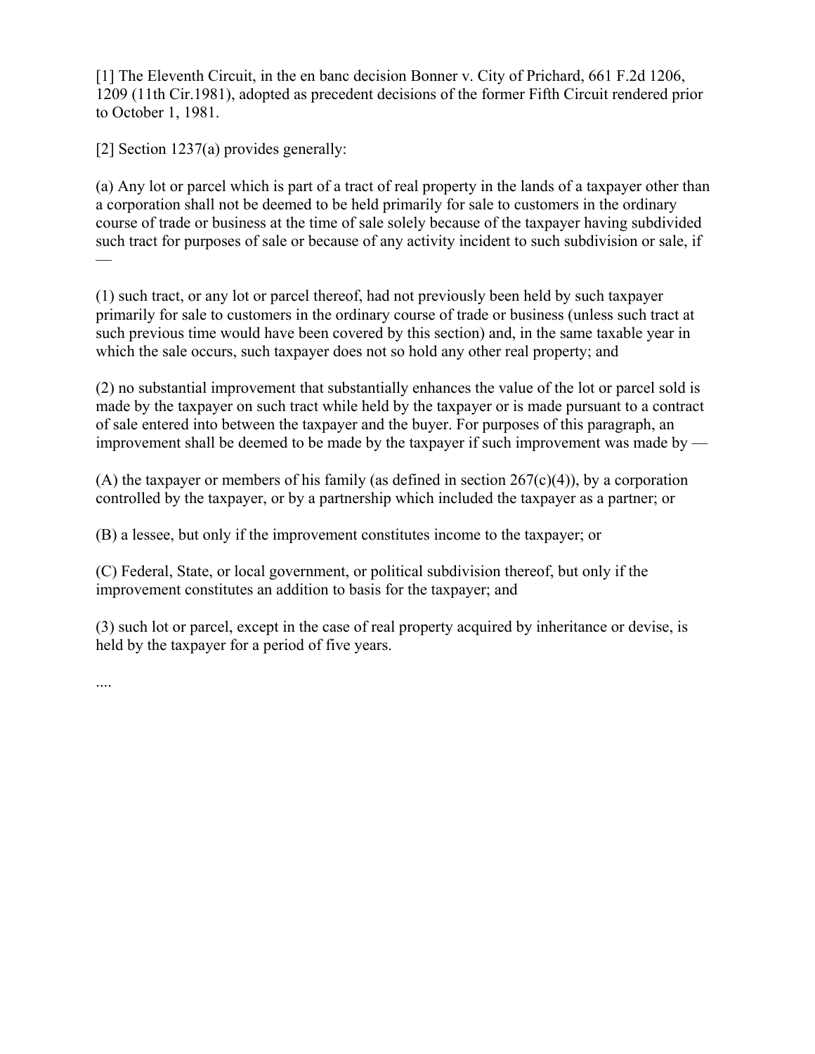[1] The Eleventh Circuit, in the en banc decision Bonner v. City of Prichard, 661 F.2d 1206, 1209 (11th Cir.1981), adopted as precedent decisions of the former Fifth Circuit rendered prior to October 1, 1981.

[2] Section 1237(a) provides generally:

(a) Any lot or parcel which is part of a tract of real property in the lands of a taxpayer other than a corporation shall not be deemed to be held primarily for sale to customers in the ordinary course of trade or business at the time of sale solely because of the taxpayer having subdivided such tract for purposes of sale or because of any activity incident to such subdivision or sale, if —

(1) such tract, or any lot or parcel thereof, had not previously been held by such taxpayer primarily for sale to customers in the ordinary course of trade or business (unless such tract at such previous time would have been covered by this section) and, in the same taxable year in which the sale occurs, such taxpayer does not so hold any other real property; and

(2) no substantial improvement that substantially enhances the value of the lot or parcel sold is made by the taxpayer on such tract while held by the taxpayer or is made pursuant to a contract of sale entered into between the taxpayer and the buyer. For purposes of this paragraph, an improvement shall be deemed to be made by the taxpayer if such improvement was made by —

(A) the taxpayer or members of his family (as defined in section 267(c)(4)), by a corporation controlled by the taxpayer, or by a partnership which included the taxpayer as a partner; or

(B) a lessee, but only if the improvement constitutes income to the taxpayer; or

(C) Federal, State, or local government, or political subdivision thereof, but only if the improvement constitutes an addition to basis for the taxpayer; and

(3) such lot or parcel, except in the case of real property acquired by inheritance or devise, is held by the taxpayer for a period of five years.

....